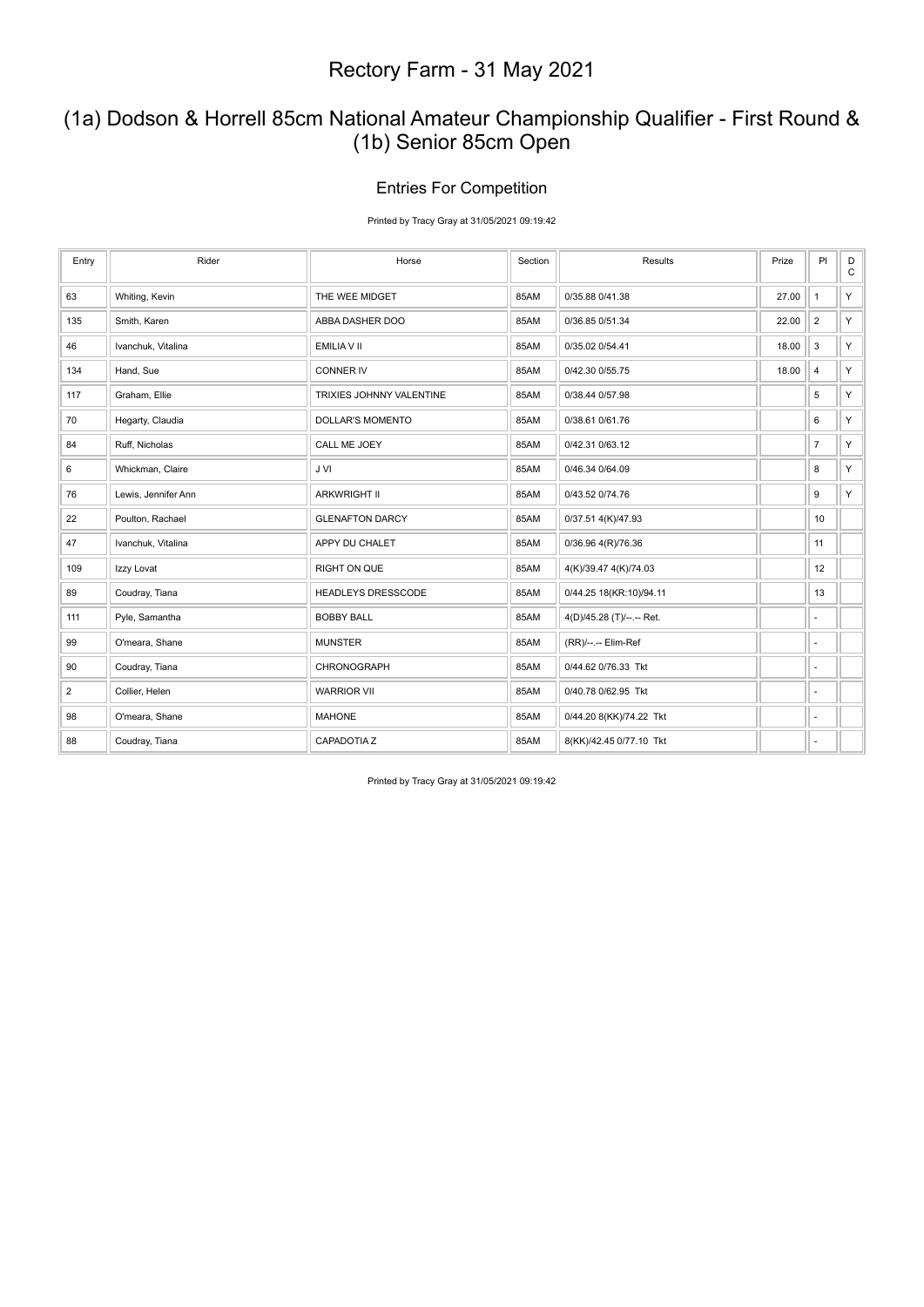# Rectory Farm - 31 May 2021

## (1a) Dodson & Horrell 85cm National Amateur Championship Qualifier - First Round & (1b) Senior 85cm Open

### Entries For Competition

Printed by Tracy Gray at 31/05/2021 09:19:42

| Entry | Rider | Horse | Section | Results | Prize | Pl | DC |
|---|---|---|---|---|---|---|---|
| 63 | Whiting, Kevin | THE WEE MIDGET | 85AM | 0/35.88 0/41.38 | 27.00 | 1 | Y |
| 135 | Smith, Karen | ABBA DASHER DOO | 85AM | 0/36.85 0/51.34 | 22.00 | 2 | Y |
| 46 | Ivanchuk, Vitalina | EMILIA V II | 85AM | 0/35.02 0/54.41 | 18.00 | 3 | Y |
| 134 | Hand, Sue | CONNER IV | 85AM | 0/42.30 0/55.75 | 18.00 | 4 | Y |
| 117 | Graham, Ellie | TRIXIES JOHNNY VALENTINE | 85AM | 0/38.44 0/57.98 | | 5 | Y |
| 70 | Hegarty, Claudia | DOLLAR'S MOMENTO | 85AM | 0/38.61 0/61.76 | | 6 | Y |
| 84 | Ruff, Nicholas | CALL ME JOEY | 85AM | 0/42.31 0/63.12 | | 7 | Y |
| 6 | Whickman, Claire | J VI | 85AM | 0/46.34 0/64.09 | | 8 | Y |
| 76 | Lewis, Jennifer Ann | ARKWRIGHT II | 85AM | 0/43.52 0/74.76 | | 9 | Y |
| 22 | Poulton, Rachael | GLENAFTON DARCY | 85AM | 0/37.51 4(K)/47.93 | | 10 | |
| 47 | Ivanchuk, Vitalina | APPY DU CHALET | 85AM | 0/36.96 4(R)/76.36 | | 11 | |
| 109 | Izzy Lovat | RIGHT ON QUE | 85AM | 4(K)/39.47 4(K)/74.03 | | 12 | |
| 89 | Coudray, Tiana | HEADLEYS DRESSCODE | 85AM | 0/44.25 18(KR:10)/94.11 | | 13 | |
| 111 | Pyle, Samantha | BOBBY BALL | 85AM | 4(D)/45.28 (T)/--.-- Ret. | | - | |
| 99 | O'meara, Shane | MUNSTER | 85AM | (RR)/--.-- Elim-Ref | | - | |
| 90 | Coudray, Tiana | CHRONOGRAPH | 85AM | 0/44.62 0/76.33 Tkt | | - | |
| 2 | Collier, Helen | WARRIOR VII | 85AM | 0/40.78 0/62.95 Tkt | | - | |
| 98 | O'meara, Shane | MAHONE | 85AM | 0/44.20 8(KK)/74.22 Tkt | | - | |
| 88 | Coudray, Tiana | CAPADOTIA Z | 85AM | 8(KK)/42.45 0/77.10 Tkt | | - | |

Printed by Tracy Gray at 31/05/2021 09:19:42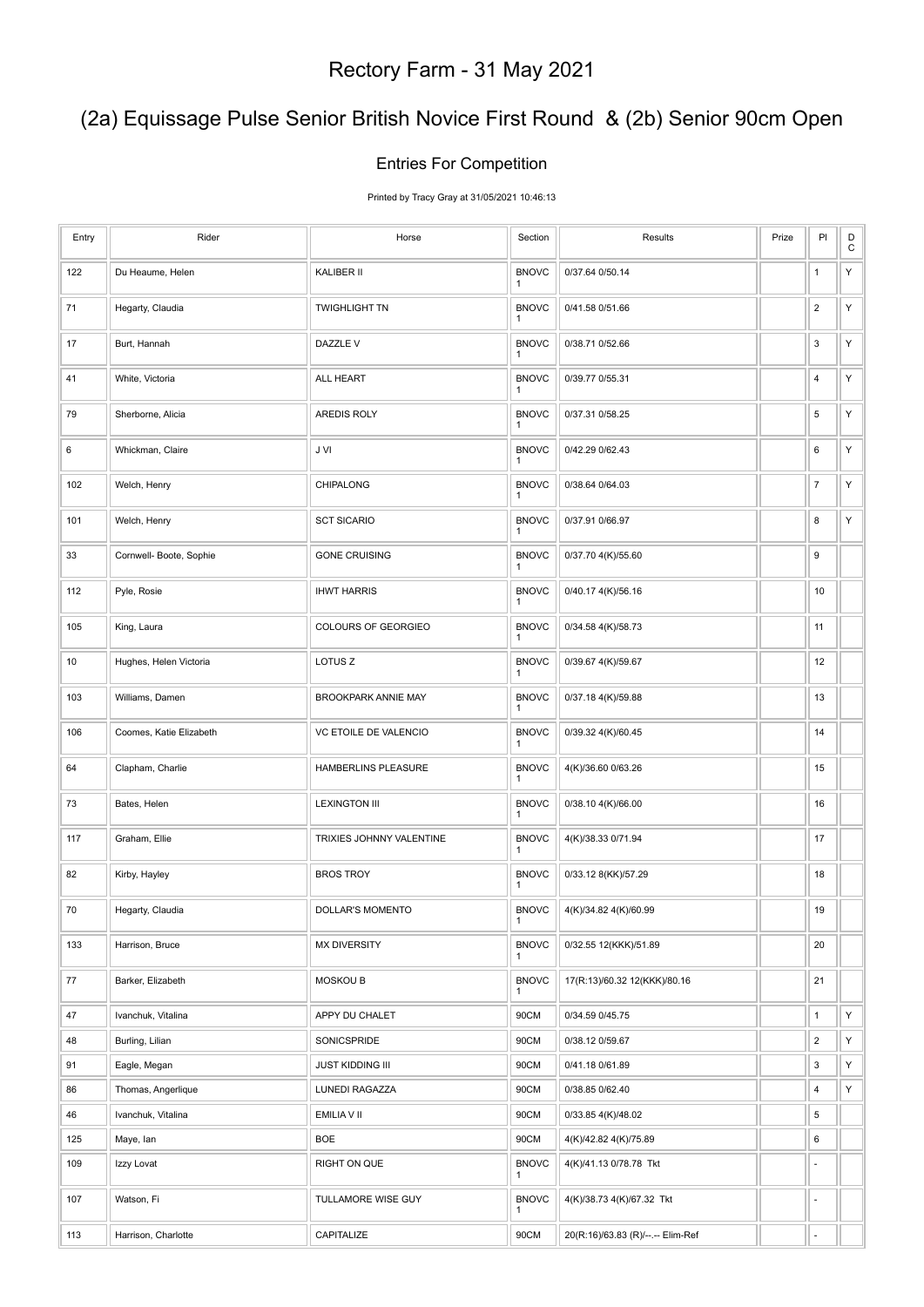# Rectory Farm - 31 May 2021

## (2a) Equissage Pulse Senior British Novice First Round & (2b) Senior 90cm Open

### Entries For Competition

Printed by Tracy Gray at 31/05/2021 10:46:13

| Entry | Rider | Horse | Section | Results | Prize | Pl | D C |
|---|---|---|---|---|---|---|---|
| 122 | Du Heaume, Helen | KALIBER II | BNOVC 1 | 0/37.64 0/50.14 | | 1 | Y |
| 71 | Hegarty, Claudia | TWIGHLIGHT TN | BNOVC 1 | 0/41.58 0/51.66 | | 2 | Y |
| 17 | Burt, Hannah | DAZZLE V | BNOVC 1 | 0/38.71 0/52.66 | | 3 | Y |
| 41 | White, Victoria | ALL HEART | BNOVC 1 | 0/39.77 0/55.31 | | 4 | Y |
| 79 | Sherborne, Alicia | AREDIS ROLY | BNOVC 1 | 0/37.31 0/58.25 | | 5 | Y |
| 6 | Whickman, Claire | J VI | BNOVC 1 | 0/42.29 0/62.43 | | 6 | Y |
| 102 | Welch, Henry | CHIPALONG | BNOVC 1 | 0/38.64 0/64.03 | | 7 | Y |
| 101 | Welch, Henry | SCT SICARIO | BNOVC 1 | 0/37.91 0/66.97 | | 8 | Y |
| 33 | Cornwell- Boote, Sophie | GONE CRUISING | BNOVC 1 | 0/37.70 4(K)/55.60 | | 9 | |
| 112 | Pyle, Rosie | IHWT HARRIS | BNOVC 1 | 0/40.17 4(K)/56.16 | | 10 | |
| 105 | King, Laura | COLOURS OF GEORGIEO | BNOVC 1 | 0/34.58 4(K)/58.73 | | 11 | |
| 10 | Hughes, Helen Victoria | LOTUS Z | BNOVC 1 | 0/39.67 4(K)/59.67 | | 12 | |
| 103 | Williams, Damen | BROOKPARK ANNIE MAY | BNOVC 1 | 0/37.18 4(K)/59.88 | | 13 | |
| 106 | Coomes, Katie Elizabeth | VC ETOILE DE VALENCIO | BNOVC 1 | 0/39.32 4(K)/60.45 | | 14 | |
| 64 | Clapham, Charlie | HAMBERLINS PLEASURE | BNOVC 1 | 4(K)/36.60 0/63.26 | | 15 | |
| 73 | Bates, Helen | LEXINGTON III | BNOVC 1 | 0/38.10 4(K)/66.00 | | 16 | |
| 117 | Graham, Ellie | TRIXIES JOHNNY VALENTINE | BNOVC 1 | 4(K)/38.33 0/71.94 | | 17 | |
| 82 | Kirby, Hayley | BROS TROY | BNOVC 1 | 0/33.12 8(KK)/57.29 | | 18 | |
| 70 | Hegarty, Claudia | DOLLAR'S MOMENTO | BNOVC 1 | 4(K)/34.82 4(K)/60.99 | | 19 | |
| 133 | Harrison, Bruce | MX DIVERSITY | BNOVC 1 | 0/32.55 12(KKK)/51.89 | | 20 | |
| 77 | Barker, Elizabeth | MOSKOU B | BNOVC 1 | 17(R:13)/60.32 12(KKK)/80.16 | | 21 | |
| 47 | Ivanchuk, Vitalina | APPY DU CHALET | 90CM | 0/34.59 0/45.75 | | 1 | Y |
| 48 | Burling, Lilian | SONICSPRIDE | 90CM | 0/38.12 0/59.67 | | 2 | Y |
| 91 | Eagle, Megan | JUST KIDDING III | 90CM | 0/41.18 0/61.89 | | 3 | Y |
| 86 | Thomas, Angerlique | LUNEDI RAGAZZA | 90CM | 0/38.85 0/62.40 | | 4 | Y |
| 46 | Ivanchuk, Vitalina | EMILIA V II | 90CM | 0/33.85 4(K)/48.02 | | 5 | |
| 125 | Maye, Ian | BOE | 90CM | 4(K)/42.82 4(K)/75.89 | | 6 | |
| 109 | Izzy Lovat | RIGHT ON QUE | BNOVC 1 | 4(K)/41.13 0/78.78 Tkt | | - | |
| 107 | Watson, Fi | TULLAMORE WISE GUY | BNOVC 1 | 4(K)/38.73 4(K)/67.32 Tkt | | - | |
| 113 | Harrison, Charlotte | CAPITALIZE | 90CM | 20(R:16)/63.83 (R)/--.-- Elim-Ref | | - | |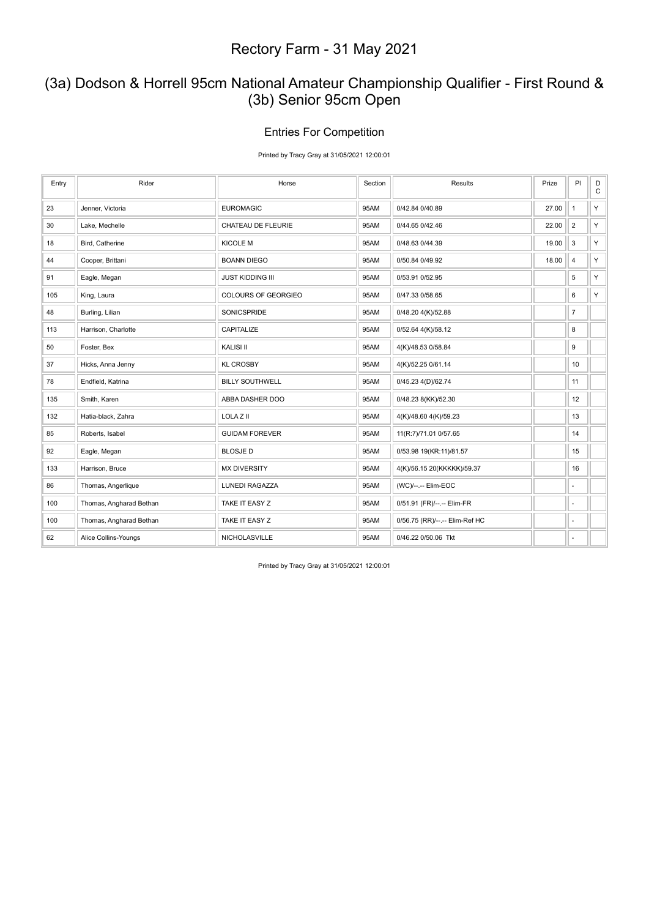# Rectory Farm - 31 May 2021

## (3a) Dodson & Horrell 95cm National Amateur Championship Qualifier - First Round & (3b) Senior 95cm Open

### Entries For Competition

Printed by Tracy Gray at 31/05/2021 12:00:01

| Entry | Rider | Horse | Section | Results | Prize | Pl | DC |
|---|---|---|---|---|---|---|---|
| 23 | Jenner, Victoria | EUROMAGIC | 95AM | 0/42.84 0/40.89 | 27.00 | 1 | Y |
| 30 | Lake, Mechelle | CHATEAU DE FLEURIE | 95AM | 0/44.65 0/42.46 | 22.00 | 2 | Y |
| 18 | Bird, Catherine | KICOLE M | 95AM | 0/48.63 0/44.39 | 19.00 | 3 | Y |
| 44 | Cooper, Brittani | BOANN DIEGO | 95AM | 0/50.84 0/49.92 | 18.00 | 4 | Y |
| 91 | Eagle, Megan | JUST KIDDING III | 95AM | 0/53.91 0/52.95 | | 5 | Y |
| 105 | King, Laura | COLOURS OF GEORGIEO | 95AM | 0/47.33 0/58.65 | | 6 | Y |
| 48 | Burling, Lilian | SONICSPRIDE | 95AM | 0/48.20 4(K)/52.88 | | 7 | |
| 113 | Harrison, Charlotte | CAPITALIZE | 95AM | 0/52.64 4(K)/58.12 | | 8 | |
| 50 | Foster, Bex | KALISI II | 95AM | 4(K)/48.53 0/58.84 | | 9 | |
| 37 | Hicks, Anna Jenny | KL CROSBY | 95AM | 4(K)/52.25 0/61.14 | | 10 | |
| 78 | Endfield, Katrina | BILLY SOUTHWELL | 95AM | 0/45.23 4(D)/62.74 | | 11 | |
| 135 | Smith, Karen | ABBA DASHER DOO | 95AM | 0/48.23 8(KK)/52.30 | | 12 | |
| 132 | Hatia-black, Zahra | LOLA Z II | 95AM | 4(K)/48.60 4(K)/59.23 | | 13 | |
| 85 | Roberts, Isabel | GUIDAM FOREVER | 95AM | 11(R:7)/71.01 0/57.65 | | 14 | |
| 92 | Eagle, Megan | BLOSJE D | 95AM | 0/53.98 19(KR:11)/81.57 | | 15 | |
| 133 | Harrison, Bruce | MX DIVERSITY | 95AM | 4(K)/56.15 20(KKKKK)/59.37 | | 16 | |
| 86 | Thomas, Angerlique | LUNEDI RAGAZZA | 95AM | (WC)/--.-- Elim-EOC | | - | |
| 100 | Thomas, Angharad Bethan | TAKE IT EASY Z | 95AM | 0/51.91 (FR)/--.-- Elim-FR | | - | |
| 100 | Thomas, Angharad Bethan | TAKE IT EASY Z | 95AM | 0/56.75 (RR)/--.-- Elim-Ref HC | | - | |
| 62 | Alice Collins-Youngs | NICHOLASVILLE | 95AM | 0/46.22 0/50.06 Tkt | | - | |

Printed by Tracy Gray at 31/05/2021 12:00:01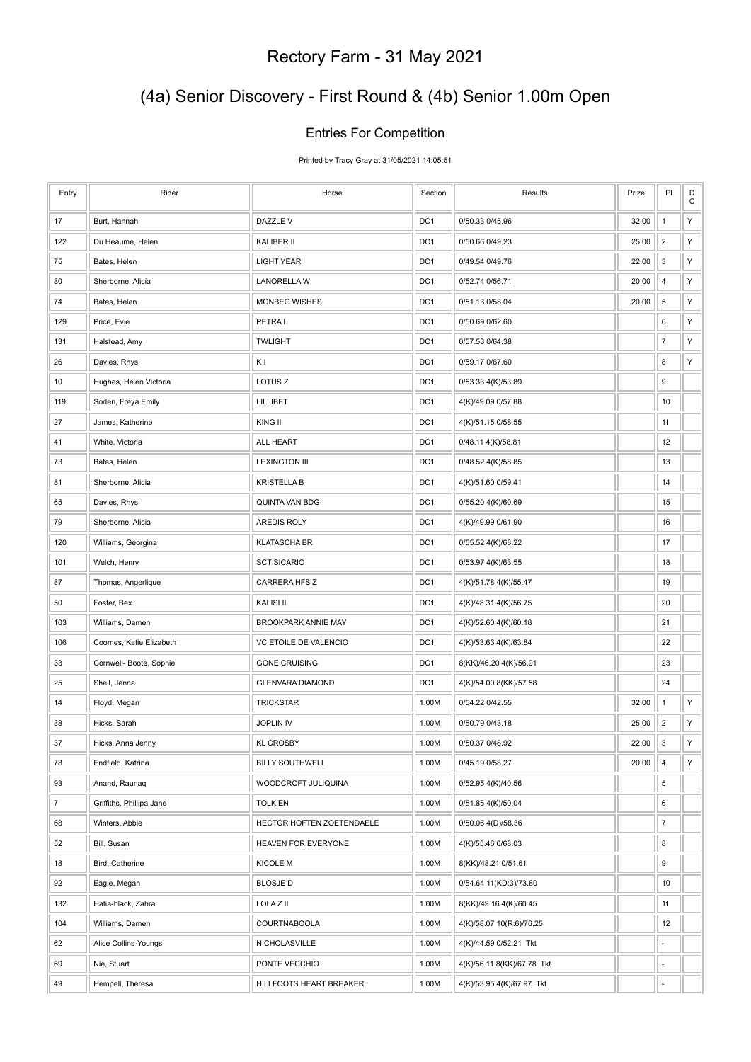# Rectory Farm - 31 May 2021

## (4a) Senior Discovery - First Round & (4b) Senior 1.00m Open

### Entries For Competition

Printed by Tracy Gray at 31/05/2021 14:05:51

| Entry | Rider | Horse | Section | Results | Prize | Pl | DC |
|---|---|---|---|---|---|---|---|
| 17 | Burt, Hannah | DAZZLE V | DC1 | 0/50.33 0/45.96 | 32.00 | 1 | Y |
| 122 | Du Heaume, Helen | KALIBER II | DC1 | 0/50.66 0/49.23 | 25.00 | 2 | Y |
| 75 | Bates, Helen | LIGHT YEAR | DC1 | 0/49.54 0/49.76 | 22.00 | 3 | Y |
| 80 | Sherborne, Alicia | LANORELLA W | DC1 | 0/52.74 0/56.71 | 20.00 | 4 | Y |
| 74 | Bates, Helen | MONBEG WISHES | DC1 | 0/51.13 0/58.04 | 20.00 | 5 | Y |
| 129 | Price, Evie | PETRA I | DC1 | 0/50.69 0/62.60 | | 6 | Y |
| 131 | Halstead, Amy | TWLIGHT | DC1 | 0/57.53 0/64.38 | | 7 | Y |
| 26 | Davies, Rhys | K I | DC1 | 0/59.17 0/67.60 | | 8 | Y |
| 10 | Hughes, Helen Victoria | LOTUS Z | DC1 | 0/53.33 4(K)/53.89 | | 9 | |
| 119 | Soden, Freya Emily | LILLIBET | DC1 | 4(K)/49.09 0/57.88 | | 10 | |
| 27 | James, Katherine | KING II | DC1 | 4(K)/51.15 0/58.55 | | 11 | |
| 41 | White, Victoria | ALL HEART | DC1 | 0/48.11 4(K)/58.81 | | 12 | |
| 73 | Bates, Helen | LEXINGTON III | DC1 | 0/48.52 4(K)/58.85 | | 13 | |
| 81 | Sherborne, Alicia | KRISTELLA B | DC1 | 4(K)/51.60 0/59.41 | | 14 | |
| 65 | Davies, Rhys | QUINTA VAN BDG | DC1 | 0/55.20 4(K)/60.69 | | 15 | |
| 79 | Sherborne, Alicia | AREDIS ROLY | DC1 | 4(K)/49.99 0/61.90 | | 16 | |
| 120 | Williams, Georgina | KLATASCHA BR | DC1 | 0/55.52 4(K)/63.22 | | 17 | |
| 101 | Welch, Henry | SCT SICARIO | DC1 | 0/53.97 4(K)/63.55 | | 18 | |
| 87 | Thomas, Angerlique | CARRERA HFS Z | DC1 | 4(K)/51.78 4(K)/55.47 | | 19 | |
| 50 | Foster, Bex | KALISI II | DC1 | 4(K)/48.31 4(K)/56.75 | | 20 | |
| 103 | Williams, Damen | BROOKPARK ANNIE MAY | DC1 | 4(K)/52.60 4(K)/60.18 | | 21 | |
| 106 | Coomes, Katie Elizabeth | VC ETOILE DE VALENCIO | DC1 | 4(K)/53.63 4(K)/63.84 | | 22 | |
| 33 | Cornwell- Boote, Sophie | GONE CRUISING | DC1 | 8(KK)/46.20 4(K)/56.91 | | 23 | |
| 25 | Shell, Jenna | GLENVARA DIAMOND | DC1 | 4(K)/54.00 8(KK)/57.58 | | 24 | |
| 14 | Floyd, Megan | TRICKSTAR | 1.00M | 0/54.22 0/42.55 | 32.00 | 1 | Y |
| 38 | Hicks, Sarah | JOPLIN IV | 1.00M | 0/50.79 0/43.18 | 25.00 | 2 | Y |
| 37 | Hicks, Anna Jenny | KL CROSBY | 1.00M | 0/50.37 0/48.92 | 22.00 | 3 | Y |
| 78 | Endfield, Katrina | BILLY SOUTHWELL | 1.00M | 0/45.19 0/58.27 | 20.00 | 4 | Y |
| 93 | Anand, Raunaq | WOODCROFT JULIQUINA | 1.00M | 0/52.95 4(K)/40.56 | | 5 | |
| 7 | Griffiths, Phillipa Jane | TOLKIEN | 1.00M | 0/51.85 4(K)/50.04 | | 6 | |
| 68 | Winters, Abbie | HECTOR HOFTEN ZOETENDAELE | 1.00M | 0/50.06 4(D)/58.36 | | 7 | |
| 52 | Bill, Susan | HEAVEN FOR EVERYONE | 1.00M | 4(K)/55.46 0/68.03 | | 8 | |
| 18 | Bird, Catherine | KICOLE M | 1.00M | 8(KK)/48.21 0/51.61 | | 9 | |
| 92 | Eagle, Megan | BLOSJE D | 1.00M | 0/54.64 11(KD:3)/73.80 | | 10 | |
| 132 | Hatia-black, Zahra | LOLA Z II | 1.00M | 8(KK)/49.16 4(K)/60.45 | | 11 | |
| 104 | Williams, Damen | COURTNABOOLA | 1.00M | 4(K)/58.07 10(R:6)/76.25 | | 12 | |
| 62 | Alice Collins-Youngs | NICHOLASVILLE | 1.00M | 4(K)/44.59 0/52.21 Tkt | | - | |
| 69 | Nie, Stuart | PONTE VECCHIO | 1.00M | 4(K)/56.11 8(KK)/67.78 Tkt | | - | |
| 49 | Hempell, Theresa | HILLFOOTS HEART BREAKER | 1.00M | 4(K)/53.95 4(K)/67.97 Tkt | | - | |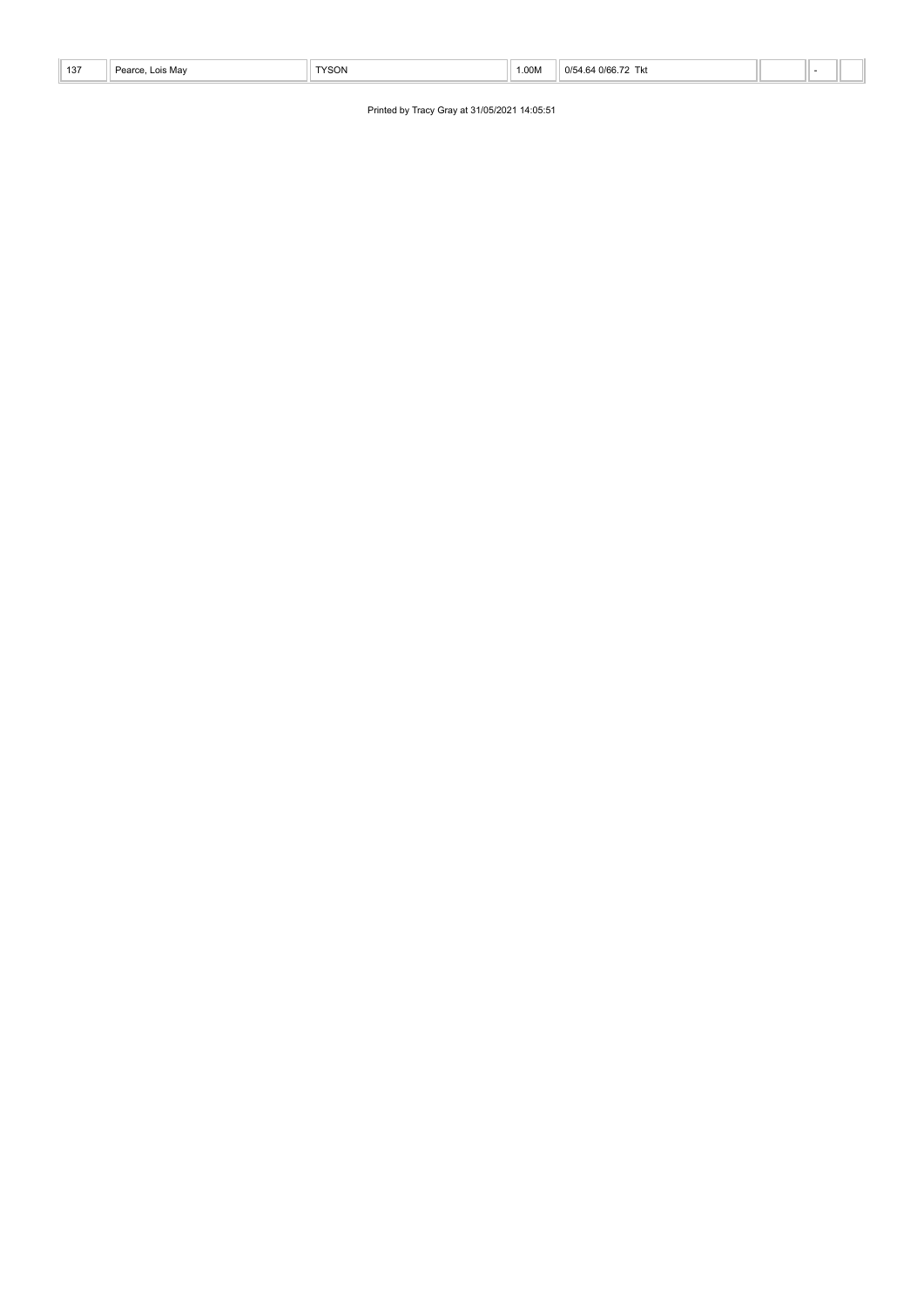| | | | | | | | |
|---|---|---|---|---|---|---|---|
| 137 | Pearce, Lois May | TYSON | 1.00M | 0/54.64 0/66.72 Tkt | | - | |

Printed by Tracy Gray at 31/05/2021 14:05:51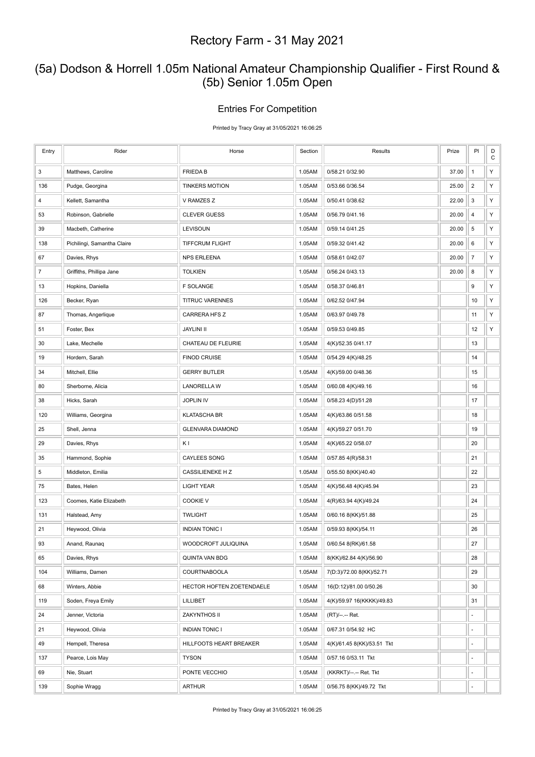# Rectory Farm - 31 May 2021

## (5a) Dodson & Horrell 1.05m National Amateur Championship Qualifier - First Round & (5b) Senior 1.05m Open

### Entries For Competition

Printed by Tracy Gray at 31/05/2021 16:06:25

| Entry | Rider | Horse | Section | Results | Prize | Pl | D C |
|---|---|---|---|---|---|---|---|
| 3 | Matthews, Caroline | FRIEDA B | 1.05AM | 0/58.21 0/32.90 | 37.00 | 1 | Y |
| 136 | Pudge, Georgina | TINKERS MOTION | 1.05AM | 0/53.66 0/36.54 | 25.00 | 2 | Y |
| 4 | Kellett, Samantha | V RAMZES Z | 1.05AM | 0/50.41 0/38.62 | 22.00 | 3 | Y |
| 53 | Robinson, Gabrielle | CLEVER GUESS | 1.05AM | 0/56.79 0/41.16 | 20.00 | 4 | Y |
| 39 | Macbeth, Catherine | LEVISOUN | 1.05AM | 0/59.14 0/41.25 | 20.00 | 5 | Y |
| 138 | Pichilingi, Samantha Claire | TIFFCRUM FLIGHT | 1.05AM | 0/59.32 0/41.42 | 20.00 | 6 | Y |
| 67 | Davies, Rhys | NPS ERLEENA | 1.05AM | 0/58.61 0/42.07 | 20.00 | 7 | Y |
| 7 | Griffiths, Phillipa Jane | TOLKIEN | 1.05AM | 0/56.24 0/43.13 | 20.00 | 8 | Y |
| 13 | Hopkins, Daniella | F SOLANGE | 1.05AM | 0/58.37 0/46.81 | | 9 | Y |
| 126 | Becker, Ryan | TITRUC VARENNES | 1.05AM | 0/62.52 0/47.94 | | 10 | Y |
| 87 | Thomas, Angerlique | CARRERA HFS Z | 1.05AM | 0/63.97 0/49.78 | | 11 | Y |
| 51 | Foster, Bex | JAYLINI II | 1.05AM | 0/59.53 0/49.85 | | 12 | Y |
| 30 | Lake, Mechelle | CHATEAU DE FLEURIE | 1.05AM | 4(K)/52.35 0/41.17 | | 13 | |
| 19 | Hordern, Sarah | FINOD CRUISE | 1.05AM | 0/54.29 4(K)/48.25 | | 14 | |
| 34 | Mitchell, Ellie | GERRY BUTLER | 1.05AM | 4(K)/59.00 0/48.36 | | 15 | |
| 80 | Sherborne, Alicia | LANORELLA W | 1.05AM | 0/60.08 4(K)/49.16 | | 16 | |
| 38 | Hicks, Sarah | JOPLIN IV | 1.05AM | 0/58.23 4(D)/51.28 | | 17 | |
| 120 | Williams, Georgina | KLATASCHA BR | 1.05AM | 4(K)/63.86 0/51.58 | | 18 | |
| 25 | Shell, Jenna | GLENVARA DIAMOND | 1.05AM | 4(K)/59.27 0/51.70 | | 19 | |
| 29 | Davies, Rhys | K I | 1.05AM | 4(K)/65.22 0/58.07 | | 20 | |
| 35 | Hammond, Sophie | CAYLEES SONG | 1.05AM | 0/57.85 4(R)/58.31 | | 21 | |
| 5 | Middleton, Emilia | CASSILIENEKE H Z | 1.05AM | 0/55.50 8(KK)/40.40 | | 22 | |
| 75 | Bates, Helen | LIGHT YEAR | 1.05AM | 4(K)/56.48 4(K)/45.94 | | 23 | |
| 123 | Coomes, Katie Elizabeth | COOKIE V | 1.05AM | 4(R)/63.94 4(K)/49.24 | | 24 | |
| 131 | Halstead, Amy | TWLIGHT | 1.05AM | 0/60.16 8(KK)/51.88 | | 25 | |
| 21 | Heywood, Olivia | INDIAN TONIC I | 1.05AM | 0/59.93 8(KK)/54.11 | | 26 | |
| 93 | Anand, Raunaq | WOODCROFT JULIQUINA | 1.05AM | 0/60.54 8(RK)/61.58 | | 27 | |
| 65 | Davies, Rhys | QUINTA VAN BDG | 1.05AM | 8(KK)/62.84 4(K)/56.90 | | 28 | |
| 104 | Williams, Damen | COURTNABOOLA | 1.05AM | 7(D:3)/72.00 8(KK)/52.71 | | 29 | |
| 68 | Winters, Abbie | HECTOR HOFTEN ZOETENDAELE | 1.05AM | 16(D:12)/81.00 0/50.26 | | 30 | |
| 119 | Soden, Freya Emily | LILLIBET | 1.05AM | 4(K)/59.97 16(KKKK)/49.83 | | 31 | |
| 24 | Jenner, Victoria | ZAKYNTHOS II | 1.05AM | (RT)/--.-- Ret. | | - | |
| 21 | Heywood, Olivia | INDIAN TONIC I | 1.05AM | 0/67.31 0/54.92 HC | | - | |
| 49 | Hempell, Theresa | HILLFOOTS HEART BREAKER | 1.05AM | 4(K)/61.45 8(KK)/53.51 Tkt | | - | |
| 137 | Pearce, Lois May | TYSON | 1.05AM | 0/57.16 0/53.11 Tkt | | - | |
| 69 | Nie, Stuart | PONTE VECCHIO | 1.05AM | (KKRKT)/--.-- Ret. Tkt | | - | |
| 139 | Sophie Wragg | ARTHUR | 1.05AM | 0/56.75 8(KK)/49.72 Tkt | | - | |

Printed by Tracy Gray at 31/05/2021 16:06:25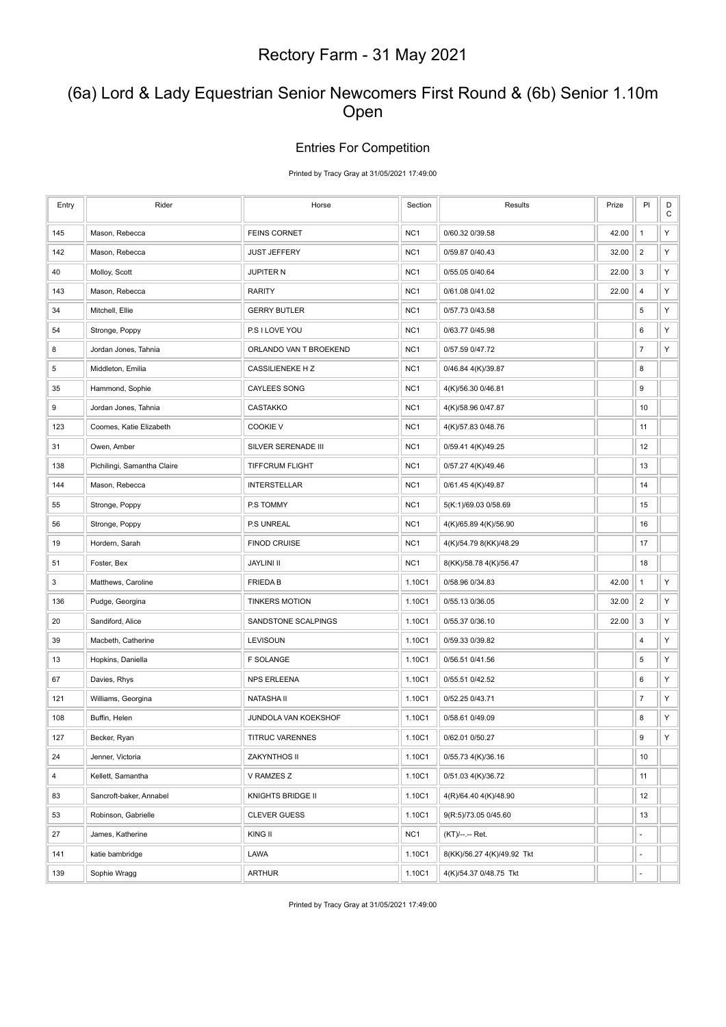# Rectory Farm - 31 May 2021

## (6a) Lord & Lady Equestrian Senior Newcomers First Round & (6b) Senior 1.10m Open

### Entries For Competition

Printed by Tracy Gray at 31/05/2021 17:49:00

| Entry | Rider | Horse | Section | Results | Prize | Pl | DC |
|---|---|---|---|---|---|---|---|
| 145 | Mason, Rebecca | FEINS CORNET | NC1 | 0/60.32 0/39.58 | 42.00 | 1 | Y |
| 142 | Mason, Rebecca | JUST JEFFERY | NC1 | 0/59.87 0/40.43 | 32.00 | 2 | Y |
| 40 | Molloy, Scott | JUPITER N | NC1 | 0/55.05 0/40.64 | 22.00 | 3 | Y |
| 143 | Mason, Rebecca | RARITY | NC1 | 0/61.08 0/41.02 | 22.00 | 4 | Y |
| 34 | Mitchell, Ellie | GERRY BUTLER | NC1 | 0/57.73 0/43.58 | | 5 | Y |
| 54 | Stronge, Poppy | P.S I LOVE YOU | NC1 | 0/63.77 0/45.98 | | 6 | Y |
| 8 | Jordan Jones, Tahnia | ORLANDO VAN T BROEKEND | NC1 | 0/57.59 0/47.72 | | 7 | Y |
| 5 | Middleton, Emilia | CASSILIENEKE H Z | NC1 | 0/46.84 4(K)/39.87 | | 8 | |
| 35 | Hammond, Sophie | CAYLEES SONG | NC1 | 4(K)/56.30 0/46.81 | | 9 | |
| 9 | Jordan Jones, Tahnia | CASTAKKO | NC1 | 4(K)/58.96 0/47.87 | | 10 | |
| 123 | Coomes, Katie Elizabeth | COOKIE V | NC1 | 4(K)/57.83 0/48.76 | | 11 | |
| 31 | Owen, Amber | SILVER SERENADE III | NC1 | 0/59.41 4(K)/49.25 | | 12 | |
| 138 | Pichilingi, Samantha Claire | TIFFCRUM FLIGHT | NC1 | 0/57.27 4(K)/49.46 | | 13 | |
| 144 | Mason, Rebecca | INTERSTELLAR | NC1 | 0/61.45 4(K)/49.87 | | 14 | |
| 55 | Stronge, Poppy | P.S TOMMY | NC1 | 5(K:1)/69.03 0/58.69 | | 15 | |
| 56 | Stronge, Poppy | P.S UNREAL | NC1 | 4(K)/65.89 4(K)/56.90 | | 16 | |
| 19 | Hordern, Sarah | FINOD CRUISE | NC1 | 4(K)/54.79 8(KK)/48.29 | | 17 | |
| 51 | Foster, Bex | JAYLINI II | NC1 | 8(KK)/58.78 4(K)/56.47 | | 18 | |
| 3 | Matthews, Caroline | FRIEDA B | 1.10C1 | 0/58.96 0/34.83 | 42.00 | 1 | Y |
| 136 | Pudge, Georgina | TINKERS MOTION | 1.10C1 | 0/55.13 0/36.05 | 32.00 | 2 | Y |
| 20 | Sandiford, Alice | SANDSTONE SCALPINGS | 1.10C1 | 0/55.37 0/36.10 | 22.00 | 3 | Y |
| 39 | Macbeth, Catherine | LEVISOUN | 1.10C1 | 0/59.33 0/39.82 | | 4 | Y |
| 13 | Hopkins, Daniella | F SOLANGE | 1.10C1 | 0/56.51 0/41.56 | | 5 | Y |
| 67 | Davies, Rhys | NPS ERLEENA | 1.10C1 | 0/55.51 0/42.52 | | 6 | Y |
| 121 | Williams, Georgina | NATASHA II | 1.10C1 | 0/52.25 0/43.71 | | 7 | Y |
| 108 | Buffin, Helen | JUNDOLA VAN KOEKSHOF | 1.10C1 | 0/58.61 0/49.09 | | 8 | Y |
| 127 | Becker, Ryan | TITRUC VARENNES | 1.10C1 | 0/62.01 0/50.27 | | 9 | Y |
| 24 | Jenner, Victoria | ZAKYNTHOS II | 1.10C1 | 0/55.73 4(K)/36.16 | | 10 | |
| 4 | Kellett, Samantha | V RAMZES Z | 1.10C1 | 0/51.03 4(K)/36.72 | | 11 | |
| 83 | Sancroft-baker, Annabel | KNIGHTS BRIDGE II | 1.10C1 | 4(R)/64.40 4(K)/48.90 | | 12 | |
| 53 | Robinson, Gabrielle | CLEVER GUESS | 1.10C1 | 9(R:5)/73.05 0/45.60 | | 13 | |
| 27 | James, Katherine | KING II | NC1 | (KT)/--.-- Ret. | | - | |
| 141 | katie bambridge | LAWA | 1.10C1 | 8(KK)/56.27 4(K)/49.92 Tkt | | - | |
| 139 | Sophie Wragg | ARTHUR | 1.10C1 | 4(K)/54.37 0/48.75 Tkt | | - | |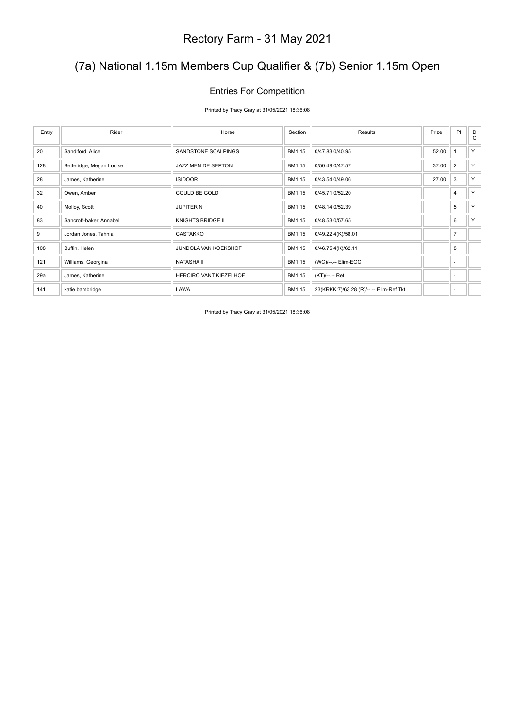# Rectory Farm - 31 May 2021

## (7a) National 1.15m Members Cup Qualifier & (7b) Senior 1.15m Open

### Entries For Competition

Printed by Tracy Gray at 31/05/2021 18:36:08

| Entry | Rider | Horse | Section | Results | Prize | Pl | D C |
|---|---|---|---|---|---|---|---|
| 20 | Sandiford, Alice | SANDSTONE SCALPINGS | BM1.15 | 0/47.83 0/40.95 | 52.00 | 1 | Y |
| 128 | Betteridge, Megan Louise | JAZZ MEN DE SEPTON | BM1.15 | 0/50.49 0/47.57 | 37.00 | 2 | Y |
| 28 | James, Katherine | ISIDOOR | BM1.15 | 0/43.54 0/49.06 | 27.00 | 3 | Y |
| 32 | Owen, Amber | COULD BE GOLD | BM1.15 | 0/45.71 0/52.20 | | 4 | Y |
| 40 | Molloy, Scott | JUPITER N | BM1.15 | 0/48.14 0/52.39 | | 5 | Y |
| 83 | Sancroft-baker, Annabel | KNIGHTS BRIDGE II | BM1.15 | 0/48.53 0/57.65 | | 6 | Y |
| 9 | Jordan Jones, Tahnia | CASTAKKO | BM1.15 | 0/49.22 4(K)/58.01 | | 7 | |
| 108 | Buffin, Helen | JUNDOLA VAN KOEKSHOF | BM1.15 | 0/46.75 4(K)/62.11 | | 8 | |
| 121 | Williams, Georgina | NATASHA II | BM1.15 | (WC)/--.-- Elim-EOC | | - | |
| 29a | James, Katherine | HERCIRO VANT KIEZELHOF | BM1.15 | (KT)/--.-- Ret. | | - | |
| 141 | katie bambridge | LAWA | BM1.15 | 23(KRKK:7)/63.28 (R)/--.-- Elim-Ref Tkt | | - | |

Printed by Tracy Gray at 31/05/2021 18:36:08